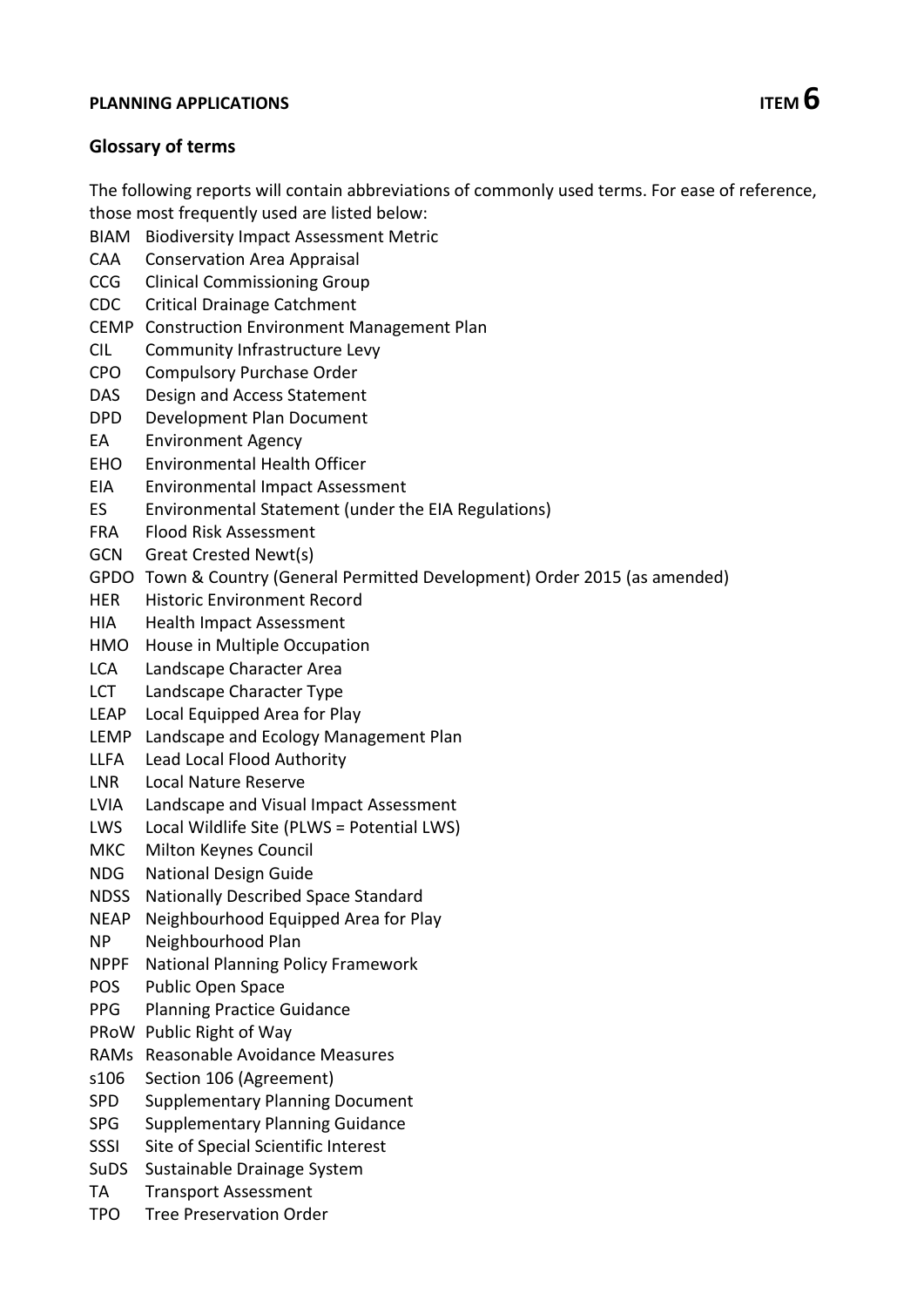**PLANNING APPLICATIONS** **ITEM 6**

## Glossary of terms

The following reports will contain abbreviations of commonly used terms. For ease of reference, those most frequently used are listed below:

BIAM Biodiversity Impact Assessment Metric
CAA Conservation Area Appraisal
CCG Clinical Commissioning Group
CDC Critical Drainage Catchment
CEMP Construction Environment Management Plan
CIL Community Infrastructure Levy
CPO Compulsory Purchase Order
DAS Design and Access Statement
DPD Development Plan Document
EA Environment Agency
EHO Environmental Health Officer
EIA Environmental Impact Assessment
ES Environmental Statement (under the EIA Regulations)
FRA Flood Risk Assessment
GCN Great Crested Newt(s)
GPDO Town & Country (General Permitted Development) Order 2015 (as amended)
HER Historic Environment Record
HIA Health Impact Assessment
HMO House in Multiple Occupation
LCA Landscape Character Area
LCT Landscape Character Type
LEAP Local Equipped Area for Play
LEMP Landscape and Ecology Management Plan
LLFA Lead Local Flood Authority
LNR Local Nature Reserve
LVIA Landscape and Visual Impact Assessment
LWS Local Wildlife Site (PLWS = Potential LWS)
MKC Milton Keynes Council
NDG National Design Guide
NDSS Nationally Described Space Standard
NEAP Neighbourhood Equipped Area for Play
NP Neighbourhood Plan
NPPF National Planning Policy Framework
POS Public Open Space
PPG Planning Practice Guidance
PRoW Public Right of Way
RAMs Reasonable Avoidance Measures
s106 Section 106 (Agreement)
SPD Supplementary Planning Document
SPG Supplementary Planning Guidance
SSSI Site of Special Scientific Interest
SuDS Sustainable Drainage System
TA Transport Assessment
TPO Tree Preservation Order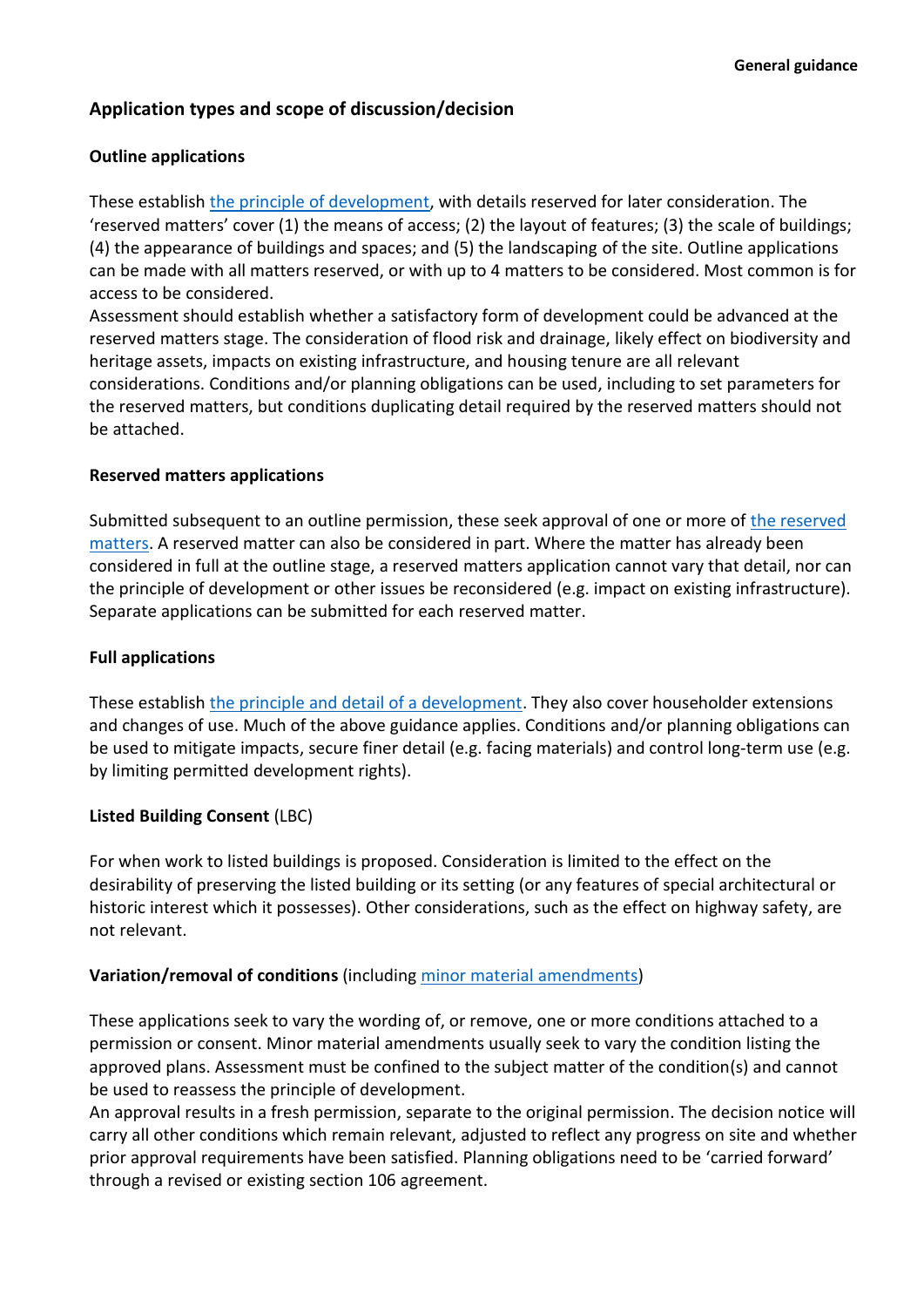## Application types and scope of discussion/decision

### Outline applications

These establish the principle of development, with details reserved for later consideration. The 'reserved matters' cover (1) the means of access; (2) the layout of features; (3) the scale of buildings; (4) the appearance of buildings and spaces; and (5) the landscaping of the site. Outline applications can be made with all matters reserved, or with up to 4 matters to be considered. Most common is for access to be considered.
Assessment should establish whether a satisfactory form of development could be advanced at the reserved matters stage. The consideration of flood risk and drainage, likely effect on biodiversity and heritage assets, impacts on existing infrastructure, and housing tenure are all relevant considerations. Conditions and/or planning obligations can be used, including to set parameters for the reserved matters, but conditions duplicating detail required by the reserved matters should not be attached.

### Reserved matters applications

Submitted subsequent to an outline permission, these seek approval of one or more of the reserved matters. A reserved matter can also be considered in part. Where the matter has already been considered in full at the outline stage, a reserved matters application cannot vary that detail, nor can the principle of development or other issues be reconsidered (e.g. impact on existing infrastructure). Separate applications can be submitted for each reserved matter.

### Full applications

These establish the principle and detail of a development. They also cover householder extensions and changes of use. Much of the above guidance applies. Conditions and/or planning obligations can be used to mitigate impacts, secure finer detail (e.g. facing materials) and control long-term use (e.g. by limiting permitted development rights).

### Listed Building Consent (LBC)

For when work to listed buildings is proposed. Consideration is limited to the effect on the desirability of preserving the listed building or its setting (or any features of special architectural or historic interest which it possesses). Other considerations, such as the effect on highway safety, are not relevant.

### Variation/removal of conditions (including minor material amendments)

These applications seek to vary the wording of, or remove, one or more conditions attached to a permission or consent. Minor material amendments usually seek to vary the condition listing the approved plans. Assessment must be confined to the subject matter of the condition(s) and cannot be used to reassess the principle of development.
An approval results in a fresh permission, separate to the original permission. The decision notice will carry all other conditions which remain relevant, adjusted to reflect any progress on site and whether prior approval requirements have been satisfied. Planning obligations need to be 'carried forward' through a revised or existing section 106 agreement.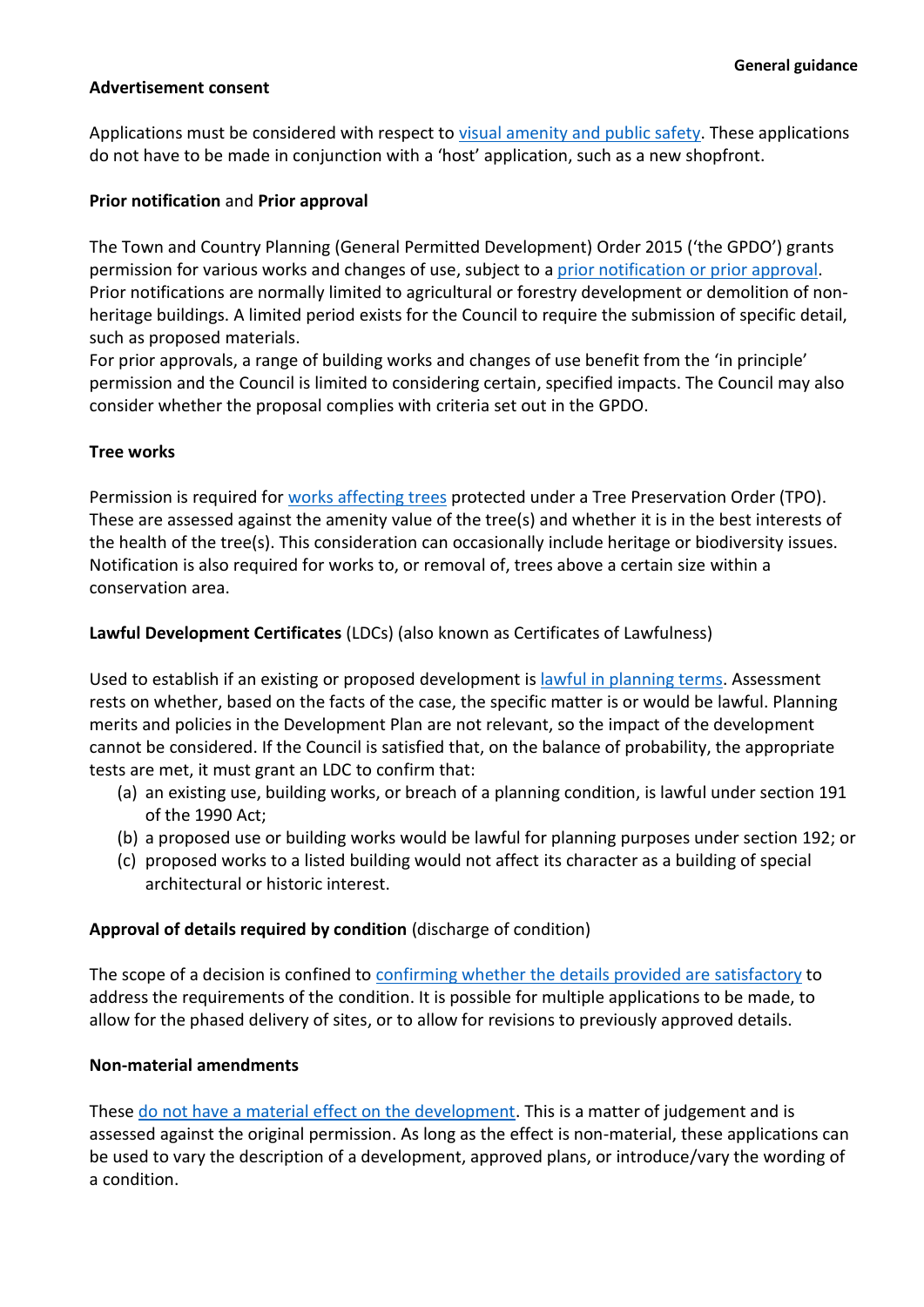**Advertisement consent**

Applications must be considered with respect to visual amenity and public safety. These applications do not have to be made in conjunction with a 'host' application, such as a new shopfront.

**Prior notification** and **Prior approval**

The Town and Country Planning (General Permitted Development) Order 2015 ('the GPDO') grants permission for various works and changes of use, subject to a prior notification or prior approval. Prior notifications are normally limited to agricultural or forestry development or demolition of non-heritage buildings. A limited period exists for the Council to require the submission of specific detail, such as proposed materials.
For prior approvals, a range of building works and changes of use benefit from the 'in principle' permission and the Council is limited to considering certain, specified impacts. The Council may also consider whether the proposal complies with criteria set out in the GPDO.

**Tree works**

Permission is required for works affecting trees protected under a Tree Preservation Order (TPO). These are assessed against the amenity value of the tree(s) and whether it is in the best interests of the health of the tree(s). This consideration can occasionally include heritage or biodiversity issues. Notification is also required for works to, or removal of, trees above a certain size within a conservation area.

**Lawful Development Certificates** (LDCs) (also known as Certificates of Lawfulness)

Used to establish if an existing or proposed development is lawful in planning terms. Assessment rests on whether, based on the facts of the case, the specific matter is or would be lawful. Planning merits and policies in the Development Plan are not relevant, so the impact of the development cannot be considered. If the Council is satisfied that, on the balance of probability, the appropriate tests are met, it must grant an LDC to confirm that:

(a) an existing use, building works, or breach of a planning condition, is lawful under section 191 of the 1990 Act;
(b) a proposed use or building works would be lawful for planning purposes under section 192; or
(c) proposed works to a listed building would not affect its character as a building of special architectural or historic interest.

**Approval of details required by condition** (discharge of condition)

The scope of a decision is confined to confirming whether the details provided are satisfactory to address the requirements of the condition. It is possible for multiple applications to be made, to allow for the phased delivery of sites, or to allow for revisions to previously approved details.

**Non-material amendments**

These do not have a material effect on the development. This is a matter of judgement and is assessed against the original permission. As long as the effect is non-material, these applications can be used to vary the description of a development, approved plans, or introduce/vary the wording of a condition.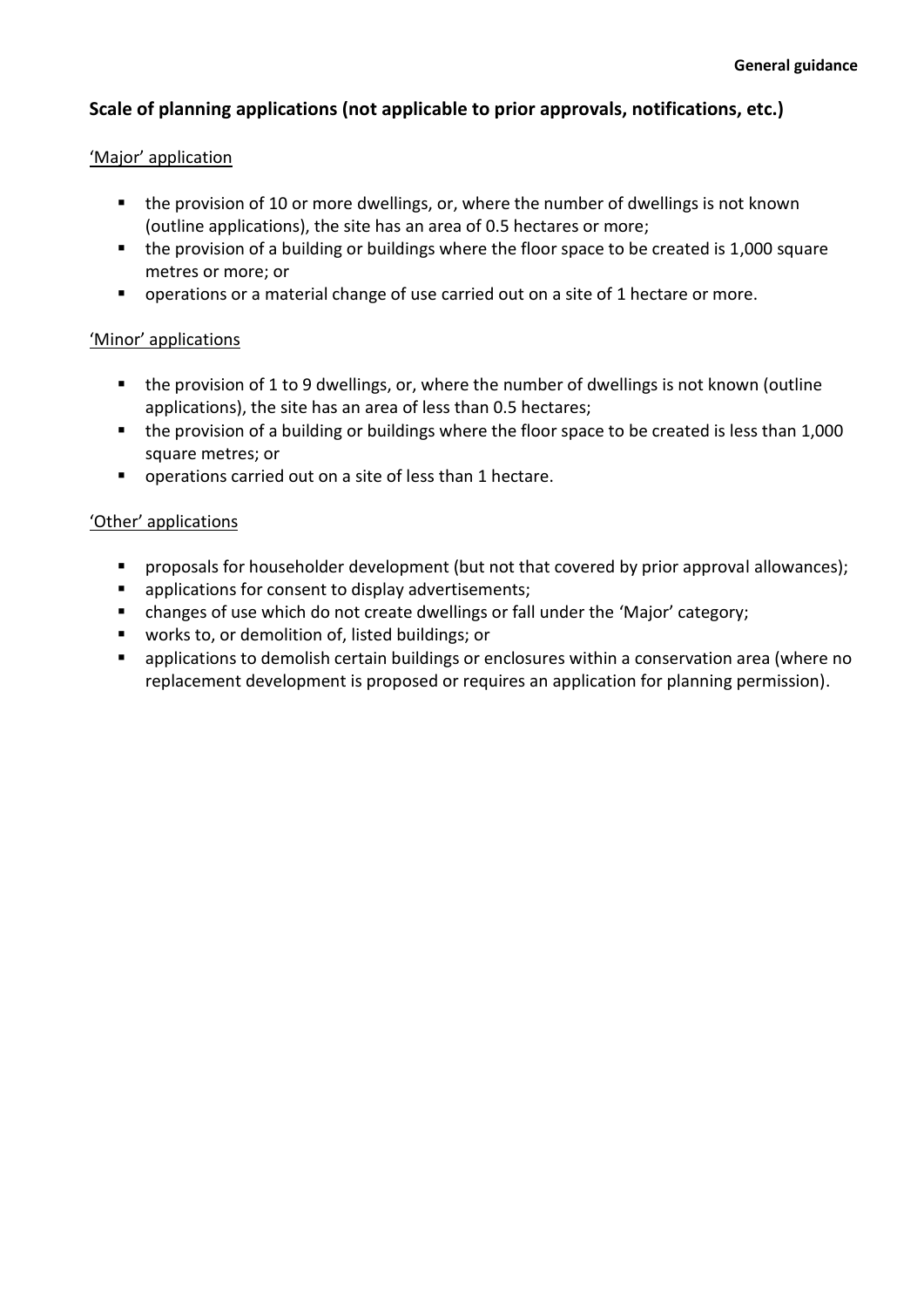## Scale of planning applications (not applicable to prior approvals, notifications, etc.)

### 'Major' application

- the provision of 10 or more dwellings, or, where the number of dwellings is not known (outline applications), the site has an area of 0.5 hectares or more;
- the provision of a building or buildings where the floor space to be created is 1,000 square metres or more; or
- operations or a material change of use carried out on a site of 1 hectare or more.

### 'Minor' applications

- the provision of 1 to 9 dwellings, or, where the number of dwellings is not known (outline applications), the site has an area of less than 0.5 hectares;
- the provision of a building or buildings where the floor space to be created is less than 1,000 square metres; or
- operations carried out on a site of less than 1 hectare.

### 'Other' applications

- proposals for householder development (but not that covered by prior approval allowances);
- applications for consent to display advertisements;
- changes of use which do not create dwellings or fall under the 'Major' category;
- works to, or demolition of, listed buildings; or
- applications to demolish certain buildings or enclosures within a conservation area (where no replacement development is proposed or requires an application for planning permission).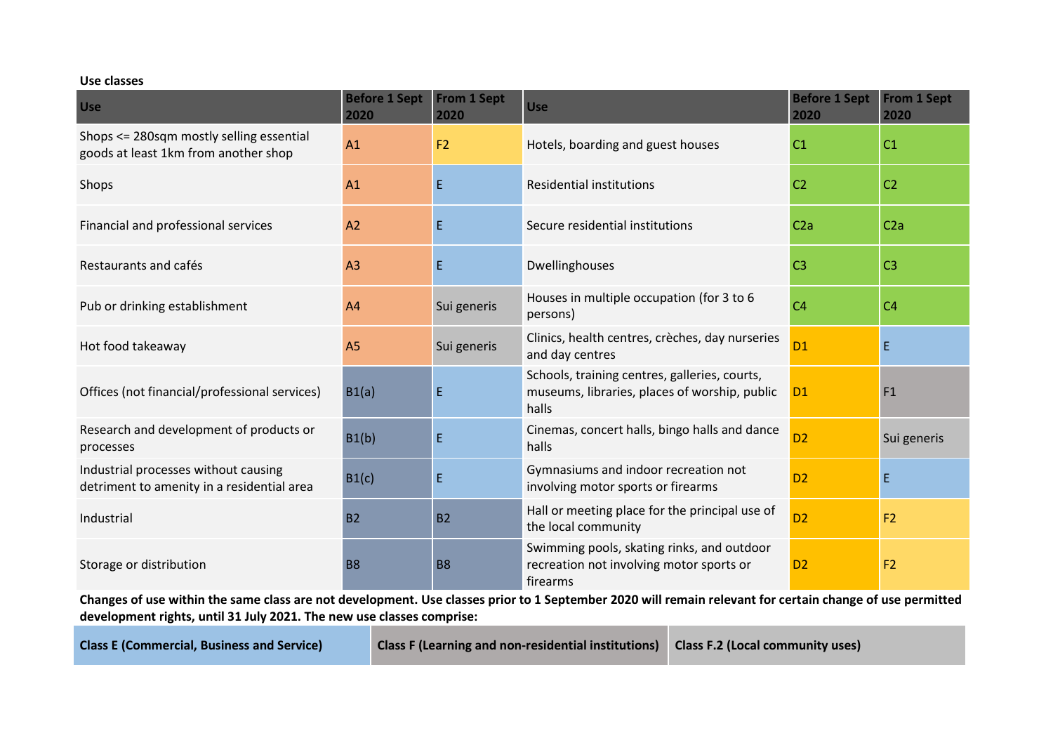**Use classes**

| Use | Before 1 Sept 2020 | From 1 Sept 2020 | Use | Before 1 Sept 2020 | From 1 Sept 2020 |
|---|---|---|---|---|---|
| Shops <= 280sqm mostly selling essential goods at least 1km from another shop | A1 | F2 | Hotels, boarding and guest houses | C1 | C1 |
| Shops | A1 | E | Residential institutions | C2 | C2 |
| Financial and professional services | A2 | E | Secure residential institutions | C2a | C2a |
| Restaurants and cafés | A3 | E | Dwellinghouses | C3 | C3 |
| Pub or drinking establishment | A4 | Sui generis | Houses in multiple occupation (for 3 to 6 persons) | C4 | C4 |
| Hot food takeaway | A5 | Sui generis | Clinics, health centres, crèches, day nurseries and day centres | D1 | E |
| Offices (not financial/professional services) | B1(a) | E | Schools, training centres, galleries, courts, museums, libraries, places of worship, public halls | D1 | F1 |
| Research and development of products or processes | B1(b) | E | Cinemas, concert halls, bingo halls and dance halls | D2 | Sui generis |
| Industrial processes without causing detriment to amenity in a residential area | B1(c) | E | Gymnasiums and indoor recreation not involving motor sports or firearms | D2 | E |
| Industrial | B2 | B2 | Hall or meeting place for the principal use of the local community | D2 | F2 |
| Storage or distribution | B8 | B8 | Swimming pools, skating rinks, and outdoor recreation not involving motor sports or firearms | D2 | F2 |

**Changes of use within the same class are not development. Use classes prior to 1 September 2020 will remain relevant for certain change of use permitted development rights, until 31 July 2021. The new use classes comprise:**

| Class E (Commercial, Business and Service) | Class F (Learning and non-residential institutions) | Class F.2 (Local community uses) |
|---|---|---|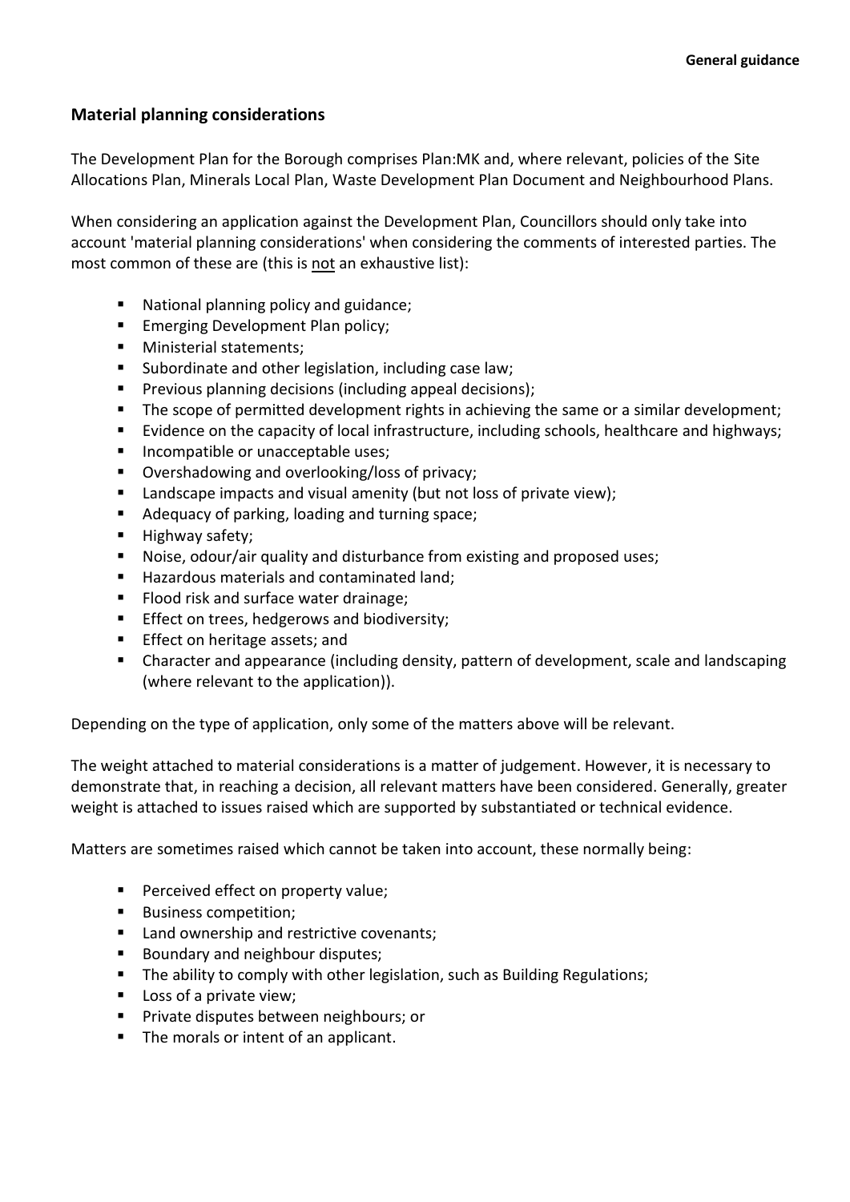## Material planning considerations

The Development Plan for the Borough comprises Plan:MK and, where relevant, policies of the Site Allocations Plan, Minerals Local Plan, Waste Development Plan Document and Neighbourhood Plans.

When considering an application against the Development Plan, Councillors should only take into account 'material planning considerations' when considering the comments of interested parties. The most common of these are (this is <u>not</u> an exhaustive list):

- National planning policy and guidance;
- Emerging Development Plan policy;
- Ministerial statements;
- Subordinate and other legislation, including case law;
- Previous planning decisions (including appeal decisions);
- The scope of permitted development rights in achieving the same or a similar development;
- Evidence on the capacity of local infrastructure, including schools, healthcare and highways;
- Incompatible or unacceptable uses;
- Overshadowing and overlooking/loss of privacy;
- Landscape impacts and visual amenity (but not loss of private view);
- Adequacy of parking, loading and turning space;
- Highway safety;
- Noise, odour/air quality and disturbance from existing and proposed uses;
- Hazardous materials and contaminated land;
- Flood risk and surface water drainage;
- Effect on trees, hedgerows and biodiversity;
- Effect on heritage assets; and
- Character and appearance (including density, pattern of development, scale and landscaping (where relevant to the application)).

Depending on the type of application, only some of the matters above will be relevant.

The weight attached to material considerations is a matter of judgement. However, it is necessary to demonstrate that, in reaching a decision, all relevant matters have been considered. Generally, greater weight is attached to issues raised which are supported by substantiated or technical evidence.

Matters are sometimes raised which cannot be taken into account, these normally being:

- Perceived effect on property value;
- Business competition;
- Land ownership and restrictive covenants;
- Boundary and neighbour disputes;
- The ability to comply with other legislation, such as Building Regulations;
- Loss of a private view;
- Private disputes between neighbours; or
- The morals or intent of an applicant.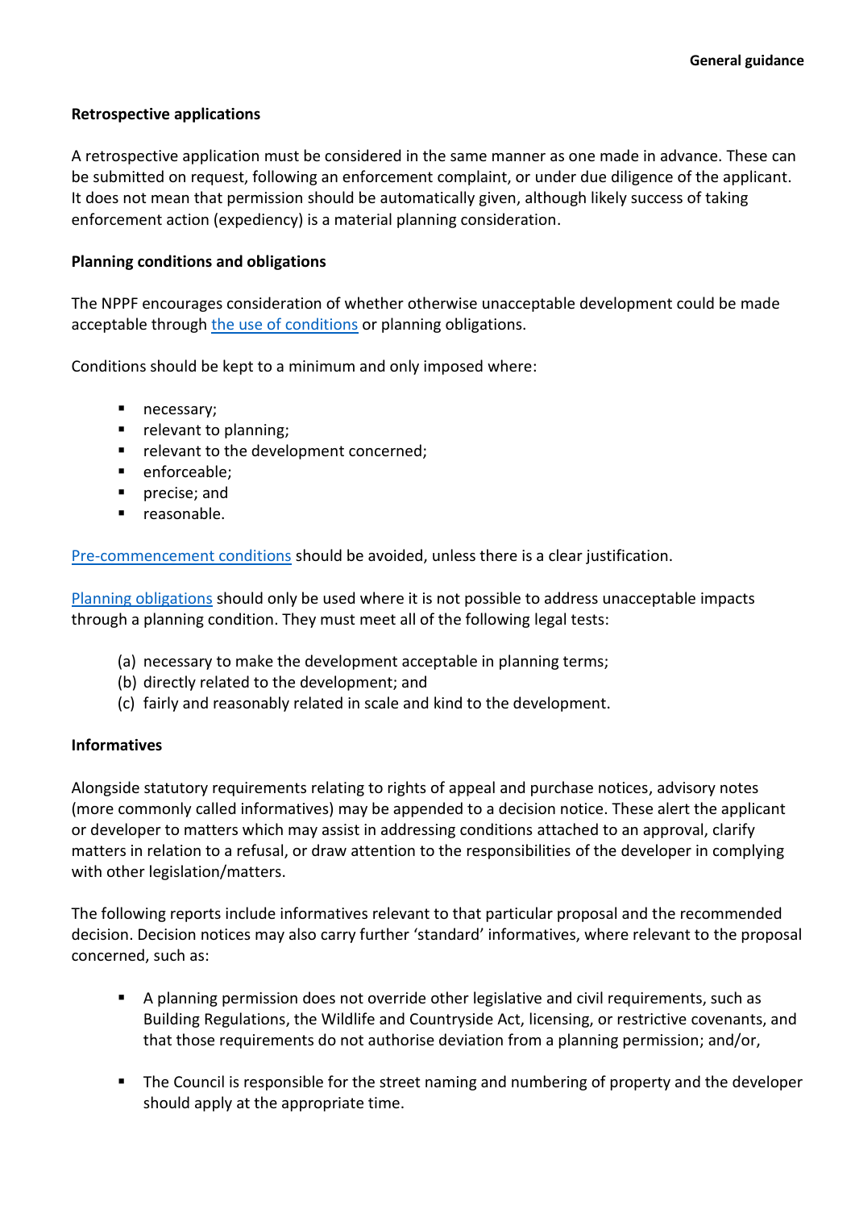## Retrospective applications

A retrospective application must be considered in the same manner as one made in advance. These can be submitted on request, following an enforcement complaint, or under due diligence of the applicant. It does not mean that permission should be automatically given, although likely success of taking enforcement action (expediency) is a material planning consideration.

## Planning conditions and obligations

The NPPF encourages consideration of whether otherwise unacceptable development could be made acceptable through the use of conditions or planning obligations.

Conditions should be kept to a minimum and only imposed where:

- necessary;
- relevant to planning;
- relevant to the development concerned;
- enforceable;
- precise; and
- reasonable.

Pre-commencement conditions should be avoided, unless there is a clear justification.

Planning obligations should only be used where it is not possible to address unacceptable impacts through a planning condition. They must meet all of the following legal tests:

(a) necessary to make the development acceptable in planning terms;
(b) directly related to the development; and
(c) fairly and reasonably related in scale and kind to the development.

## Informatives

Alongside statutory requirements relating to rights of appeal and purchase notices, advisory notes (more commonly called informatives) may be appended to a decision notice. These alert the applicant or developer to matters which may assist in addressing conditions attached to an approval, clarify matters in relation to a refusal, or draw attention to the responsibilities of the developer in complying with other legislation/matters.

The following reports include informatives relevant to that particular proposal and the recommended decision. Decision notices may also carry further 'standard' informatives, where relevant to the proposal concerned, such as:

- A planning permission does not override other legislative and civil requirements, such as Building Regulations, the Wildlife and Countryside Act, licensing, or restrictive covenants, and that those requirements do not authorise deviation from a planning permission; and/or,

- The Council is responsible for the street naming and numbering of property and the developer should apply at the appropriate time.